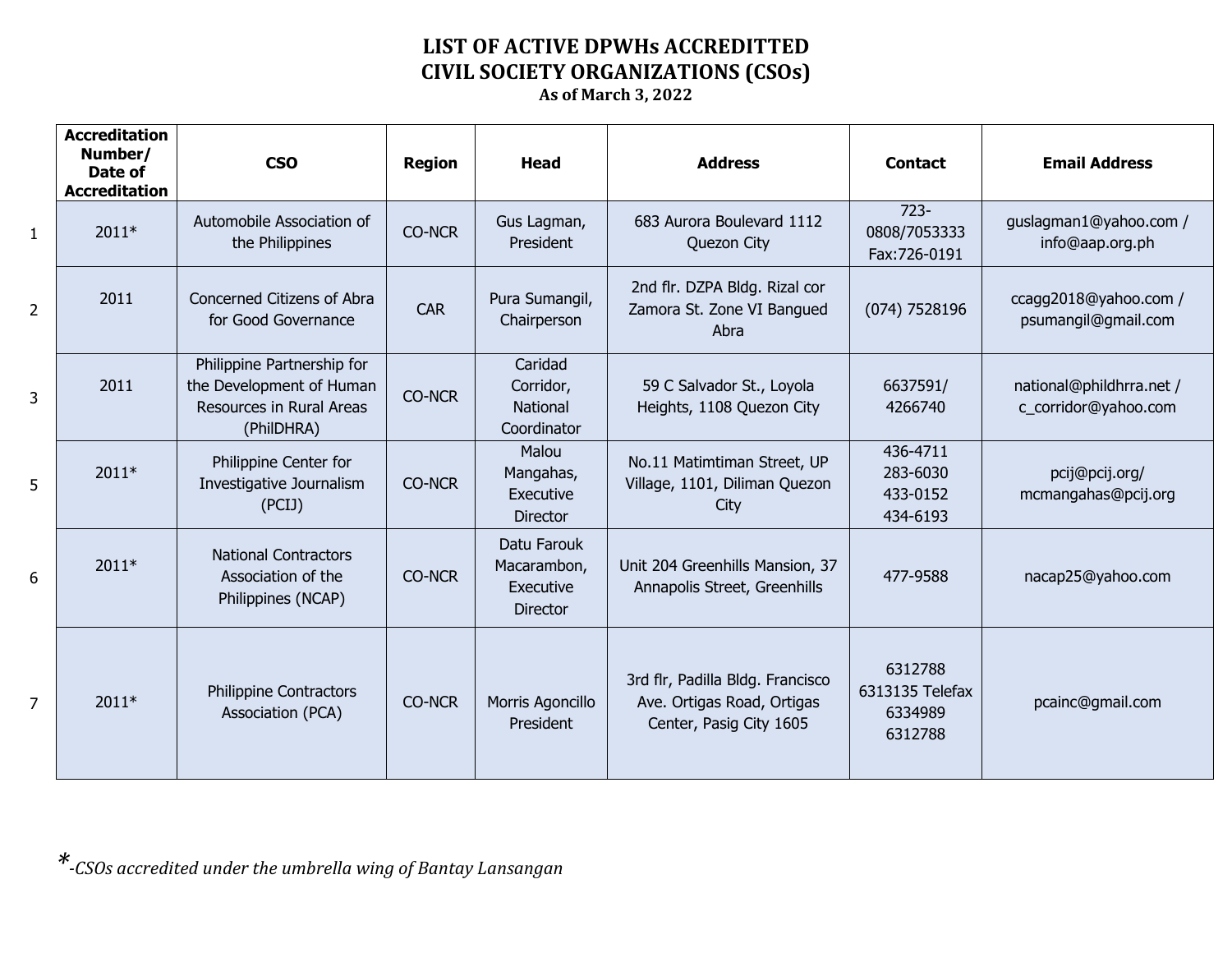# LIST OF ACTIVE DPWHs ACCREDITTED CIVIL SOCIETY ORGANIZATIONS (CSOs)

**As of March 3, 2022**

| | Accreditation Number/ Date of Accreditation | CSO | Region | Head | Address | Contact | Email Address |
|---|---|---|---|---|---|---|---|
| 1 | 2011* | Automobile Association of the Philippines | CO-NCR | Gus Lagman, President | 683 Aurora Boulevard 1112 Quezon City | 723-0808/7053333 Fax:726-0191 | guslagman1@yahoo.com / info@aap.org.ph |
| 2 | 2011 | Concerned Citizens of Abra for Good Governance | CAR | Pura Sumangil, Chairperson | 2nd flr. DZPA Bldg. Rizal cor Zamora St. Zone VI Bangued Abra | (074) 7528196 | ccagg2018@yahoo.com / psumangil@gmail.com |
| 3 | 2011 | Philippine Partnership for the Development of Human Resources in Rural Areas (PhilDHRA) | CO-NCR | Caridad Corridor, National Coordinator | 59 C Salvador St., Loyola Heights, 1108 Quezon City | 6637591/ 4266740 | national@phildhrra.net / c_corridor@yahoo.com |
| 5 | 2011* | Philippine Center for Investigative Journalism (PCIJ) | CO-NCR | Malou Mangahas, Executive Director | No.11 Matimtiman Street, UP Village, 1101, Diliman Quezon City | 436-4711 283-6030 433-0152 434-6193 | pcij@pcij.org/ mcmangahas@pcij.org |
| 6 | 2011* | National Contractors Association of the Philippines (NCAP) | CO-NCR | Datu Farouk Macarambon, Executive Director | Unit 204 Greenhills Mansion, 37 Annapolis Street, Greenhills | 477-9588 | nacap25@yahoo.com |
| 7 | 2011* | Philippine Contractors Association (PCA) | CO-NCR | Morris Agoncillo President | 3rd flr, Padilla Bldg. Francisco Ave. Ortigas Road, Ortigas Center, Pasig City 1605 | 6312788 6313135 Telefax 6334989 6312788 | pcainc@gmail.com |

*\*-CSOs accredited under the umbrella wing of Bantay Lansangan*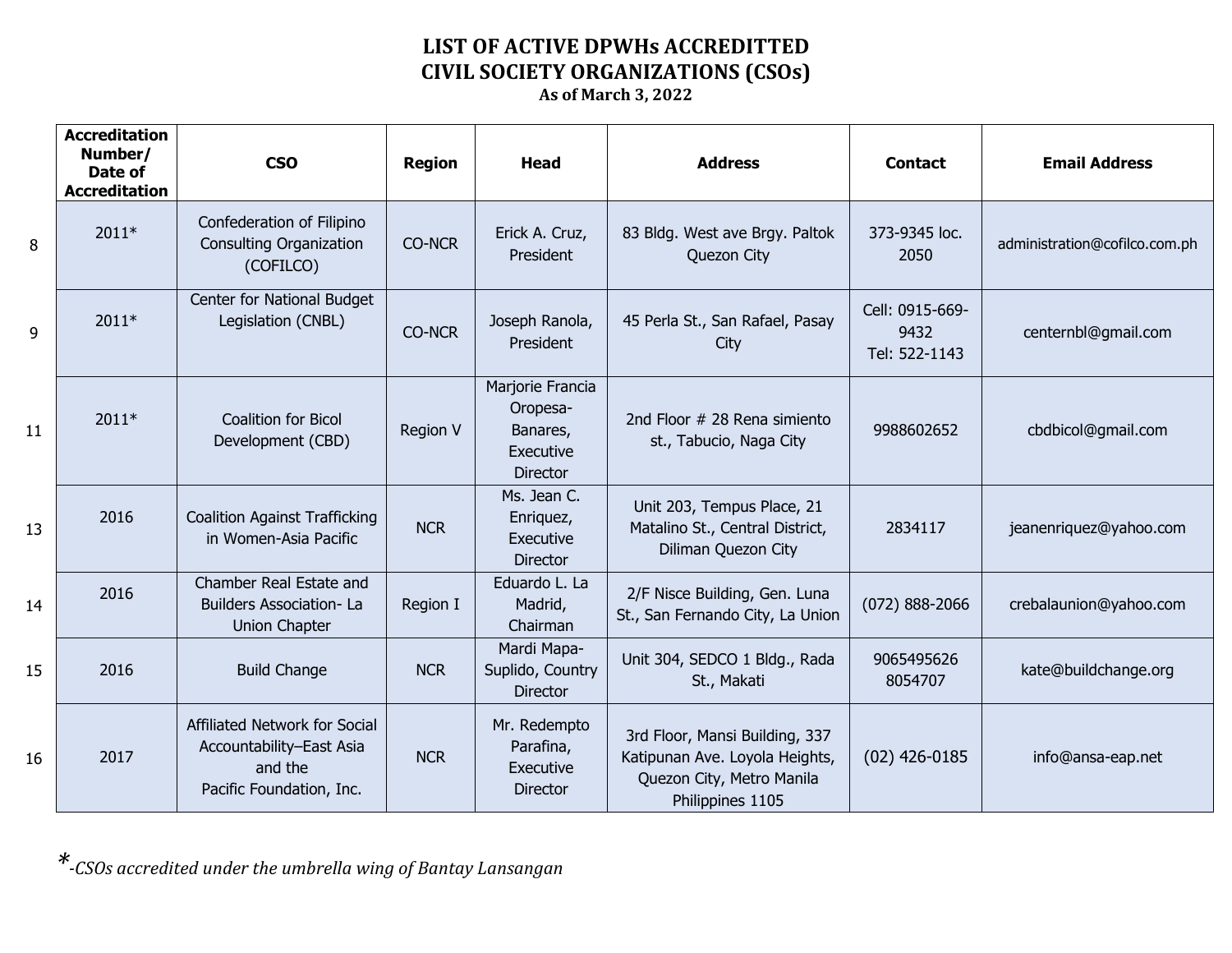# LIST OF ACTIVE DPWHs ACCREDITTED CIVIL SOCIETY ORGANIZATIONS (CSOs)

**As of March 3, 2022**

| | Accreditation Number/ Date of Accreditation | CSO | Region | Head | Address | Contact | Email Address |
|---|---|---|---|---|---|---|---|
| 8 | 2011* | Confederation of Filipino Consulting Organization (COFILCO) | CO-NCR | Erick A. Cruz, President | 83 Bldg. West ave Brgy. Paltok Quezon City | 373-9345 loc. 2050 | administration@cofilco.com.ph |
| 9 | 2011* | Center for National Budget Legislation (CNBL) | CO-NCR | Joseph Ranola, President | 45 Perla St., San Rafael, Pasay City | Cell: 0915-669-9432 Tel: 522-1143 | centernbl@gmail.com |
| 11 | 2011* | Coalition for Bicol Development (CBD) | Region V | Marjorie Francia Oropesa-Banares, Executive Director | 2nd Floor # 28 Rena simiento st., Tabucio, Naga City | 9988602652 | cbdbicol@gmail.com |
| 13 | 2016 | Coalition Against Trafficking in Women-Asia Pacific | NCR | Ms. Jean C. Enriquez, Executive Director | Unit 203, Tempus Place, 21 Matalino St., Central District, Diliman Quezon City | 2834117 | jeanenriquez@yahoo.com |
| 14 | 2016 | Chamber Real Estate and Builders Association- La Union Chapter | Region I | Eduardo L. La Madrid, Chairman | 2/F Nisce Building, Gen. Luna St., San Fernando City, La Union | (072) 888-2066 | crebalaunion@yahoo.com |
| 15 | 2016 | Build Change | NCR | Mardi Mapa-Suplido, Country Director | Unit 304, SEDCO 1 Bldg., Rada St., Makati | 9065495626 8054707 | kate@buildchange.org |
| 16 | 2017 | Affiliated Network for Social Accountability–East Asia and the Pacific Foundation, Inc. | NCR | Mr. Redempto Parafina, Executive Director | 3rd Floor, Mansi Building, 337 Katipunan Ave. Loyola Heights, Quezon City, Metro Manila Philippines 1105 | (02) 426-0185 | info@ansa-eap.net |

*\*-CSOs accredited under the umbrella wing of Bantay Lansangan*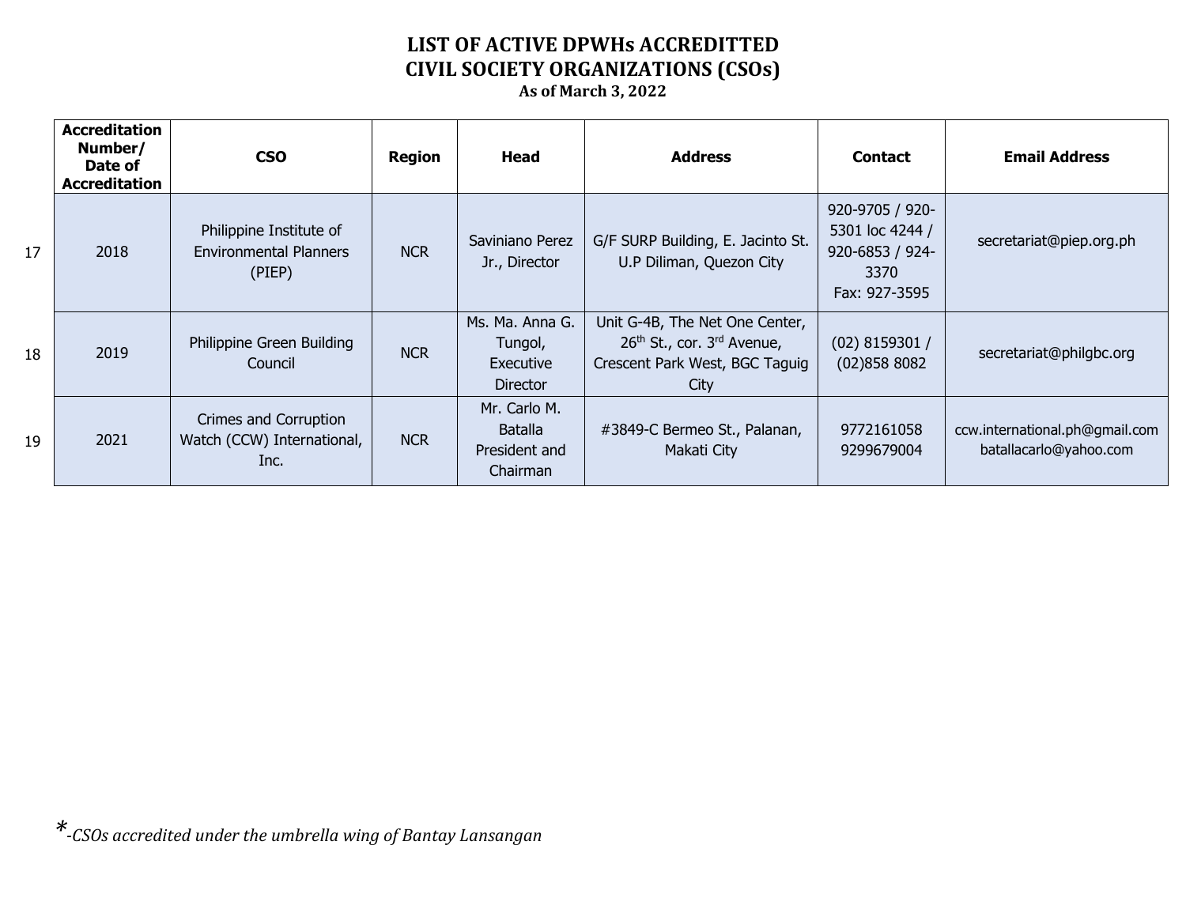# LIST OF ACTIVE DPWHs ACCREDITTED CIVIL SOCIETY ORGANIZATIONS (CSOs)

**As of March 3, 2022**

| | Accreditation Number/ Date of Accreditation | CSO | Region | Head | Address | Contact | Email Address |
|---|---|---|---|---|---|---|---|
| 17 | 2018 | Philippine Institute of Environmental Planners (PIEP) | NCR | Saviniano Perez Jr., Director | G/F SURP Building, E. Jacinto St. U.P Diliman, Quezon City | 920-9705 / 920-5301 loc 4244 / 920-6853 / 924-3370 Fax: 927-3595 | secretariat@piep.org.ph |
| 18 | 2019 | Philippine Green Building Council | NCR | Ms. Ma. Anna G. Tungol, Executive Director | Unit G-4B, The Net One Center, 26th St., cor. 3rd Avenue, Crescent Park West, BGC Taguig City | (02) 8159301 / (02)858 8082 | secretariat@philgbc.org |
| 19 | 2021 | Crimes and Corruption Watch (CCW) International, Inc. | NCR | Mr. Carlo M. Batalla President and Chairman | #3849-C Bermeo St., Palanan, Makati City | 9772161058 9299679004 | ccw.international.ph@gmail.com batallacarlo@yahoo.com |

*\*-CSOs accredited under the umbrella wing of Bantay Lansangan*